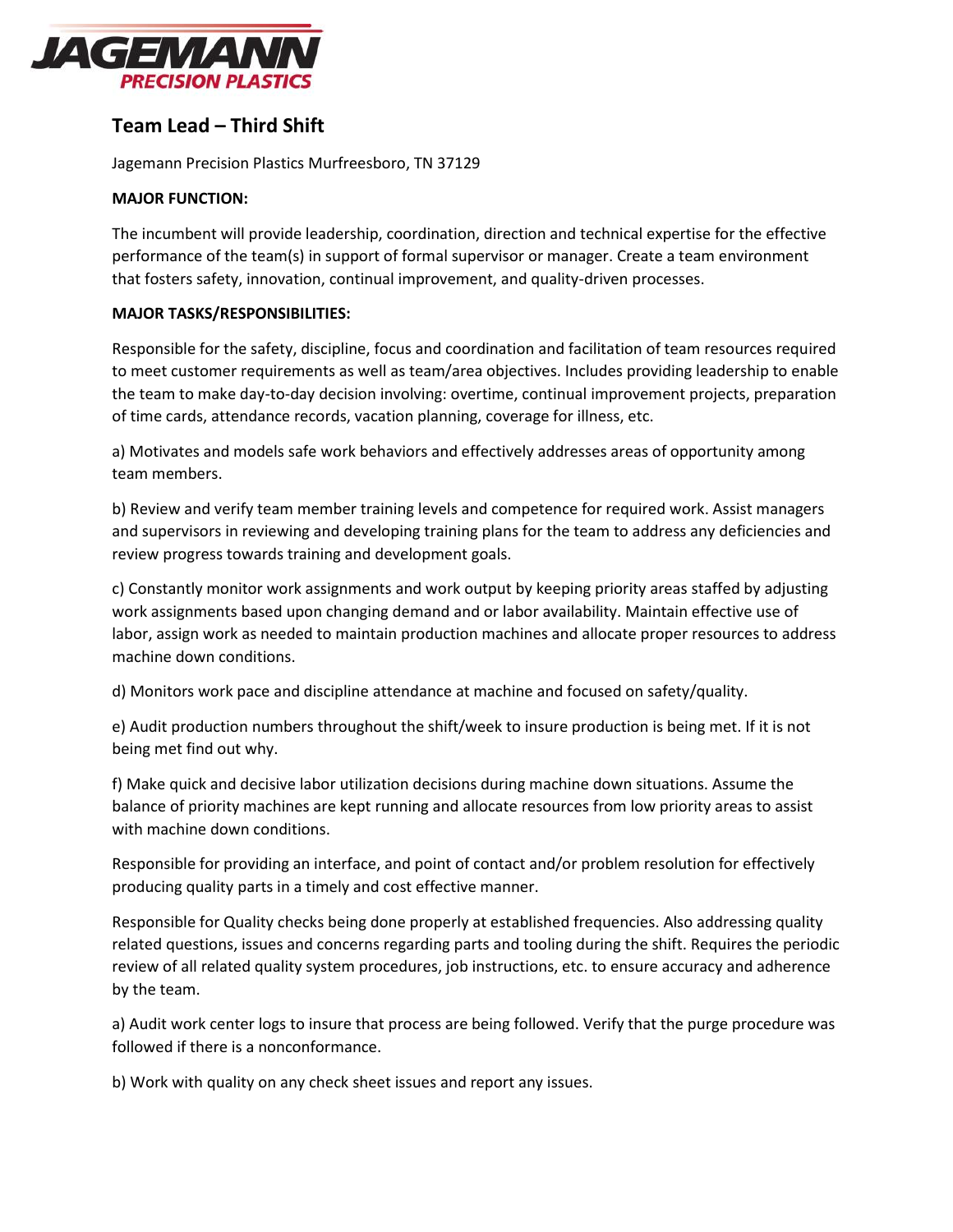# Team Lead – Third Shift

Jagemann Precision Plastics Murfreesboro, TN 37129

**MAJOR FUNCTION:**

The incumbent will provide leadership, coordination, direction and technical expertise for the effective performance of the team(s) in support of formal supervisor or manager. Create a team environment that fosters safety, innovation, continual improvement, and quality-driven processes.

**MAJOR TASKS/RESPONSIBILITIES:**

Responsible for the safety, discipline, focus and coordination and facilitation of team resources required to meet customer requirements as well as team/area objectives. Includes providing leadership to enable the team to make day-to-day decision involving: overtime, continual improvement projects, preparation of time cards, attendance records, vacation planning, coverage for illness, etc.

a) Motivates and models safe work behaviors and effectively addresses areas of opportunity among team members.

b) Review and verify team member training levels and competence for required work. Assist managers and supervisors in reviewing and developing training plans for the team to address any deficiencies and review progress towards training and development goals.

c) Constantly monitor work assignments and work output by keeping priority areas staffed by adjusting work assignments based upon changing demand and or labor availability. Maintain effective use of labor, assign work as needed to maintain production machines and allocate proper resources to address machine down conditions.

d) Monitors work pace and discipline attendance at machine and focused on safety/quality.

e) Audit production numbers throughout the shift/week to insure production is being met. If it is not being met find out why.

f) Make quick and decisive labor utilization decisions during machine down situations. Assume the balance of priority machines are kept running and allocate resources from low priority areas to assist with machine down conditions.

Responsible for providing an interface, and point of contact and/or problem resolution for effectively producing quality parts in a timely and cost effective manner.

Responsible for Quality checks being done properly at established frequencies. Also addressing quality related questions, issues and concerns regarding parts and tooling during the shift. Requires the periodic review of all related quality system procedures, job instructions, etc. to ensure accuracy and adherence by the team.

a) Audit work center logs to insure that process are being followed. Verify that the purge procedure was followed if there is a nonconformance.

b) Work with quality on any check sheet issues and report any issues.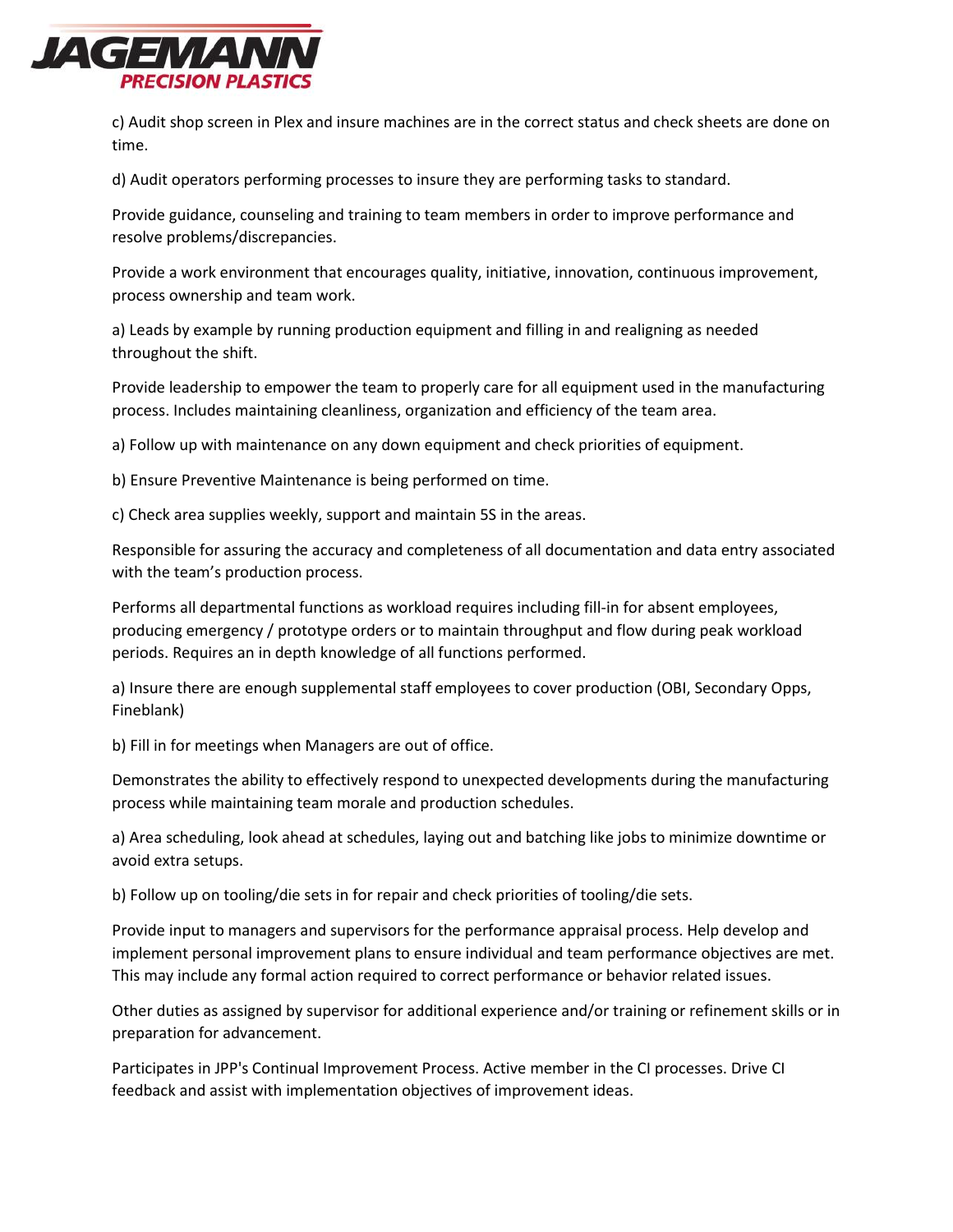c) Audit shop screen in Plex and insure machines are in the correct status and check sheets are done on time.

d) Audit operators performing processes to insure they are performing tasks to standard.

Provide guidance, counseling and training to team members in order to improve performance and resolve problems/discrepancies.

Provide a work environment that encourages quality, initiative, innovation, continuous improvement, process ownership and team work.

a) Leads by example by running production equipment and filling in and realigning as needed throughout the shift.

Provide leadership to empower the team to properly care for all equipment used in the manufacturing process. Includes maintaining cleanliness, organization and efficiency of the team area.

a) Follow up with maintenance on any down equipment and check priorities of equipment.

b) Ensure Preventive Maintenance is being performed on time.

c) Check area supplies weekly, support and maintain 5S in the areas.

Responsible for assuring the accuracy and completeness of all documentation and data entry associated with the team's production process.

Performs all departmental functions as workload requires including fill-in for absent employees, producing emergency / prototype orders or to maintain throughput and flow during peak workload periods. Requires an in depth knowledge of all functions performed.

a) Insure there are enough supplemental staff employees to cover production (OBI, Secondary Opps, Fineblank)

b) Fill in for meetings when Managers are out of office.

Demonstrates the ability to effectively respond to unexpected developments during the manufacturing process while maintaining team morale and production schedules.

a) Area scheduling, look ahead at schedules, laying out and batching like jobs to minimize downtime or avoid extra setups.

b) Follow up on tooling/die sets in for repair and check priorities of tooling/die sets.

Provide input to managers and supervisors for the performance appraisal process. Help develop and implement personal improvement plans to ensure individual and team performance objectives are met. This may include any formal action required to correct performance or behavior related issues.

Other duties as assigned by supervisor for additional experience and/or training or refinement skills or in preparation for advancement.

Participates in JPP's Continual Improvement Process. Active member in the CI processes. Drive CI feedback and assist with implementation objectives of improvement ideas.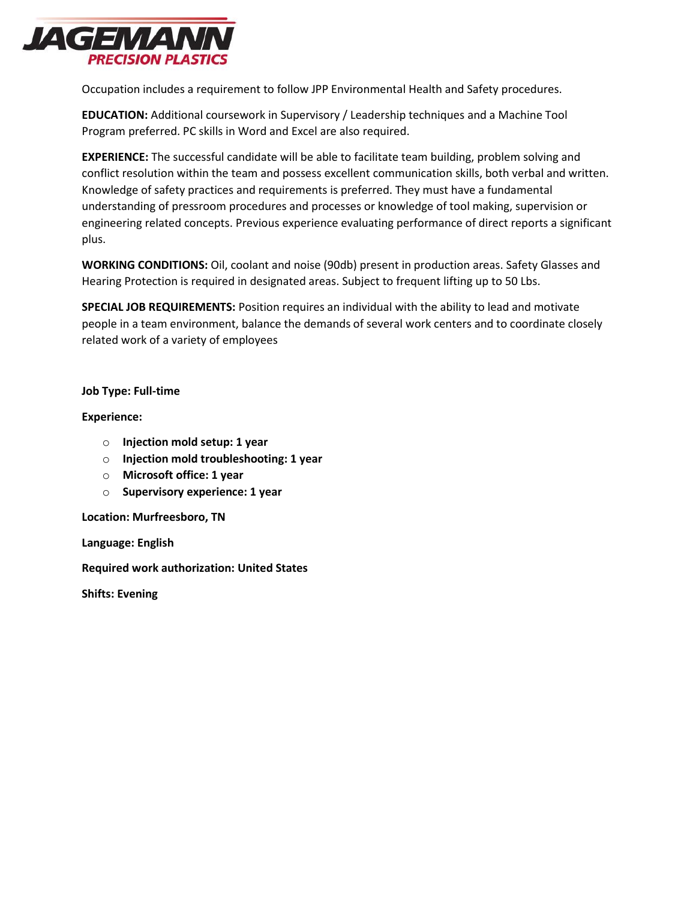Occupation includes a requirement to follow JPP Environmental Health and Safety procedures.

**EDUCATION:** Additional coursework in Supervisory / Leadership techniques and a Machine Tool Program preferred. PC skills in Word and Excel are also required.

**EXPERIENCE:** The successful candidate will be able to facilitate team building, problem solving and conflict resolution within the team and possess excellent communication skills, both verbal and written. Knowledge of safety practices and requirements is preferred. They must have a fundamental understanding of pressroom procedures and processes or knowledge of tool making, supervision or engineering related concepts. Previous experience evaluating performance of direct reports a significant plus.

**WORKING CONDITIONS:** Oil, coolant and noise (90db) present in production areas. Safety Glasses and Hearing Protection is required in designated areas. Subject to frequent lifting up to 50 Lbs.

**SPECIAL JOB REQUIREMENTS:** Position requires an individual with the ability to lead and motivate people in a team environment, balance the demands of several work centers and to coordinate closely related work of a variety of employees

**Job Type: Full-time**

**Experience:**

- **Injection mold setup: 1 year**
- **Injection mold troubleshooting: 1 year**
- **Microsoft office: 1 year**
- **Supervisory experience: 1 year**

**Location: Murfreesboro, TN**

**Language: English**

**Required work authorization: United States**

**Shifts: Evening**